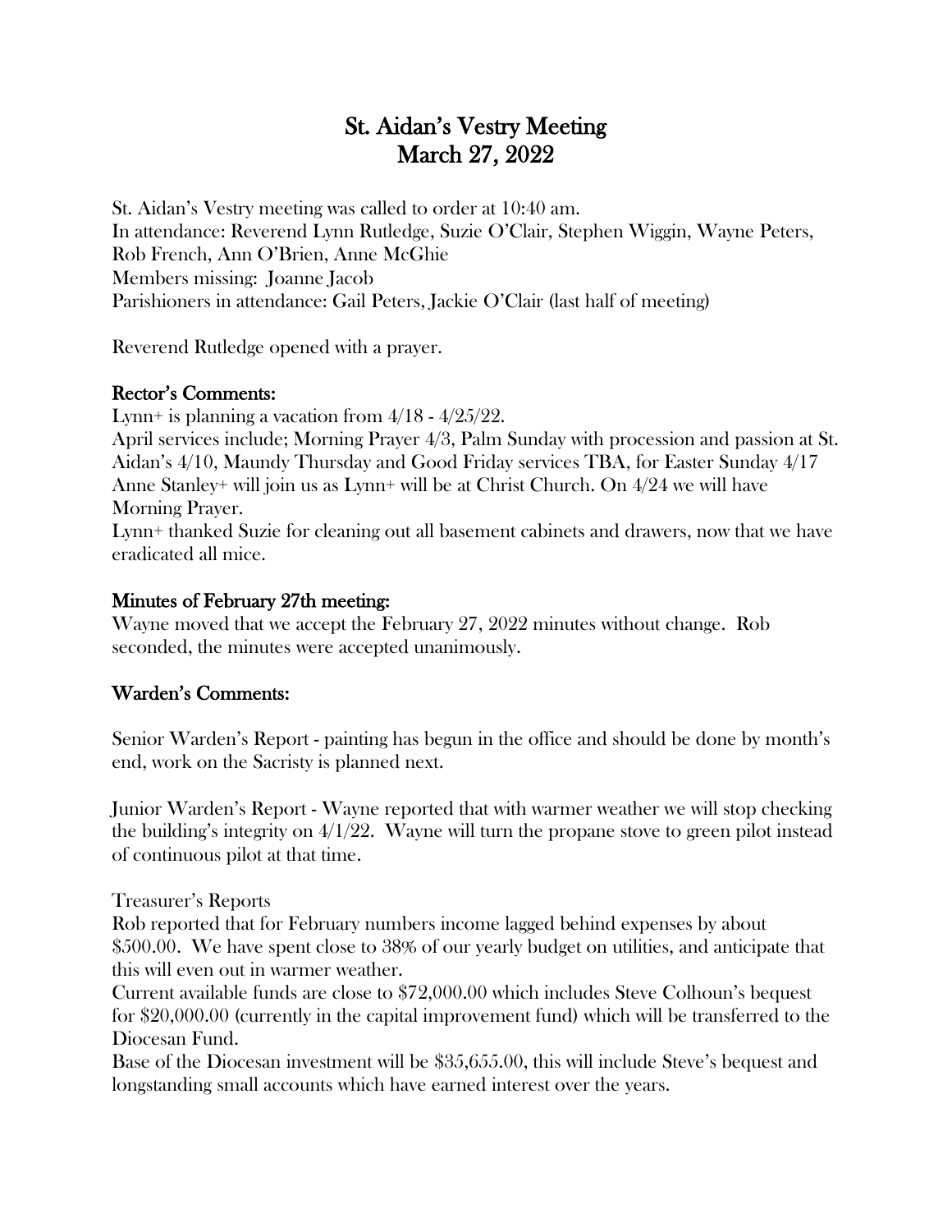# St. Aidan's Vestry Meeting
# March 27, 2022

St. Aidan's Vestry meeting was called to order at 10:40 am.
In attendance: Reverend Lynn Rutledge, Suzie O'Clair, Stephen Wiggin, Wayne Peters, Rob French, Ann O'Brien, Anne McGhie
Members missing: Joanne Jacob
Parishioners in attendance: Gail Peters, Jackie O'Clair (last half of meeting)

Reverend Rutledge opened with a prayer.

## Rector's Comments:

Lynn+ is planning a vacation from 4/18 - 4/25/22.
April services include; Morning Prayer 4/3, Palm Sunday with procession and passion at St. Aidan's 4/10, Maundy Thursday and Good Friday services TBA, for Easter Sunday 4/17 Anne Stanley+ will join us as Lynn+ will be at Christ Church. On 4/24 we will have Morning Prayer.
Lynn+ thanked Suzie for cleaning out all basement cabinets and drawers, now that we have eradicated all mice.

## Minutes of February 27th meeting:

Wayne moved that we accept the February 27, 2022 minutes without change. Rob seconded, the minutes were accepted unanimously.

## Warden's Comments:

Senior Warden's Report - painting has begun in the office and should be done by month's end, work on the Sacristy is planned next.

Junior Warden's Report - Wayne reported that with warmer weather we will stop checking the building's integrity on 4/1/22. Wayne will turn the propane stove to green pilot instead of continuous pilot at that time.

Treasurer's Reports
Rob reported that for February numbers income lagged behind expenses by about $500.00. We have spent close to 38% of our yearly budget on utilities, and anticipate that this will even out in warmer weather.
Current available funds are close to $72,000.00 which includes Steve Colhoun's bequest for $20,000.00 (currently in the capital improvement fund) which will be transferred to the Diocesan Fund.
Base of the Diocesan investment will be $35,655.00, this will include Steve's bequest and longstanding small accounts which have earned interest over the years.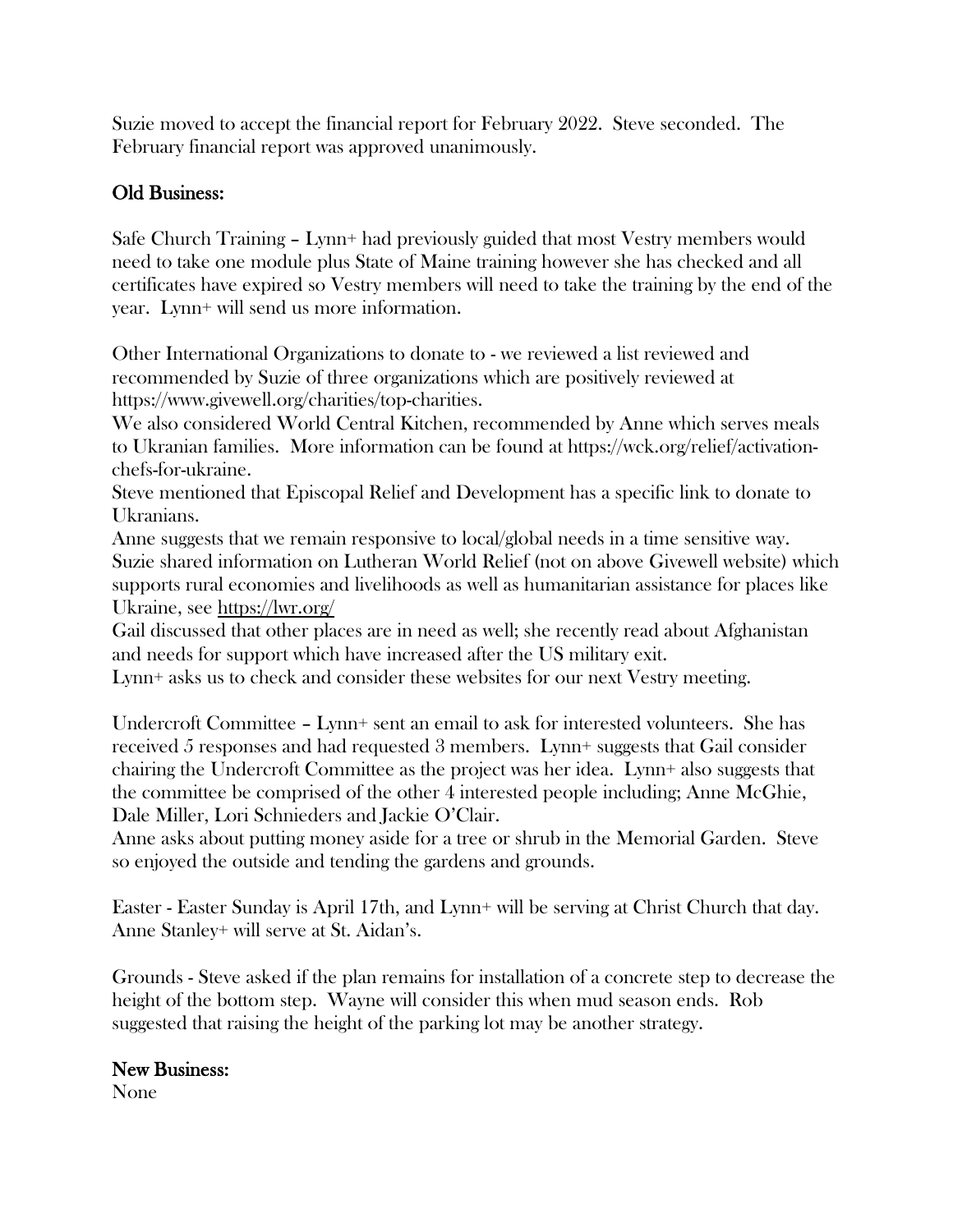Suzie moved to accept the financial report for February 2022. Steve seconded. The February financial report was approved unanimously.

## Old Business:

Safe Church Training – Lynn+ had previously guided that most Vestry members would need to take one module plus State of Maine training however she has checked and all certificates have expired so Vestry members will need to take the training by the end of the year. Lynn+ will send us more information.

Other International Organizations to donate to - we reviewed a list reviewed and recommended by Suzie of three organizations which are positively reviewed at https://www.givewell.org/charities/top-charities.

We also considered World Central Kitchen, recommended by Anne which serves meals to Ukranian families. More information can be found at https://wck.org/relief/activation-chefs-for-ukraine.

Steve mentioned that Episcopal Relief and Development has a specific link to donate to Ukranians.

Anne suggests that we remain responsive to local/global needs in a time sensitive way.

Suzie shared information on Lutheran World Relief (not on above Givewell website) which supports rural economies and livelihoods as well as humanitarian assistance for places like Ukraine, see https://lwr.org/

Gail discussed that other places are in need as well; she recently read about Afghanistan and needs for support which have increased after the US military exit.

Lynn+ asks us to check and consider these websites for our next Vestry meeting.

Undercroft Committee – Lynn+ sent an email to ask for interested volunteers. She has received 5 responses and had requested 3 members. Lynn+ suggests that Gail consider chairing the Undercroft Committee as the project was her idea. Lynn+ also suggests that the committee be comprised of the other 4 interested people including; Anne McGhie, Dale Miller, Lori Schnieders and Jackie O'Clair.

Anne asks about putting money aside for a tree or shrub in the Memorial Garden. Steve so enjoyed the outside and tending the gardens and grounds.

Easter - Easter Sunday is April 17th, and Lynn+ will be serving at Christ Church that day. Anne Stanley+ will serve at St. Aidan's.

Grounds - Steve asked if the plan remains for installation of a concrete step to decrease the height of the bottom step. Wayne will consider this when mud season ends. Rob suggested that raising the height of the parking lot may be another strategy.

## New Business:

None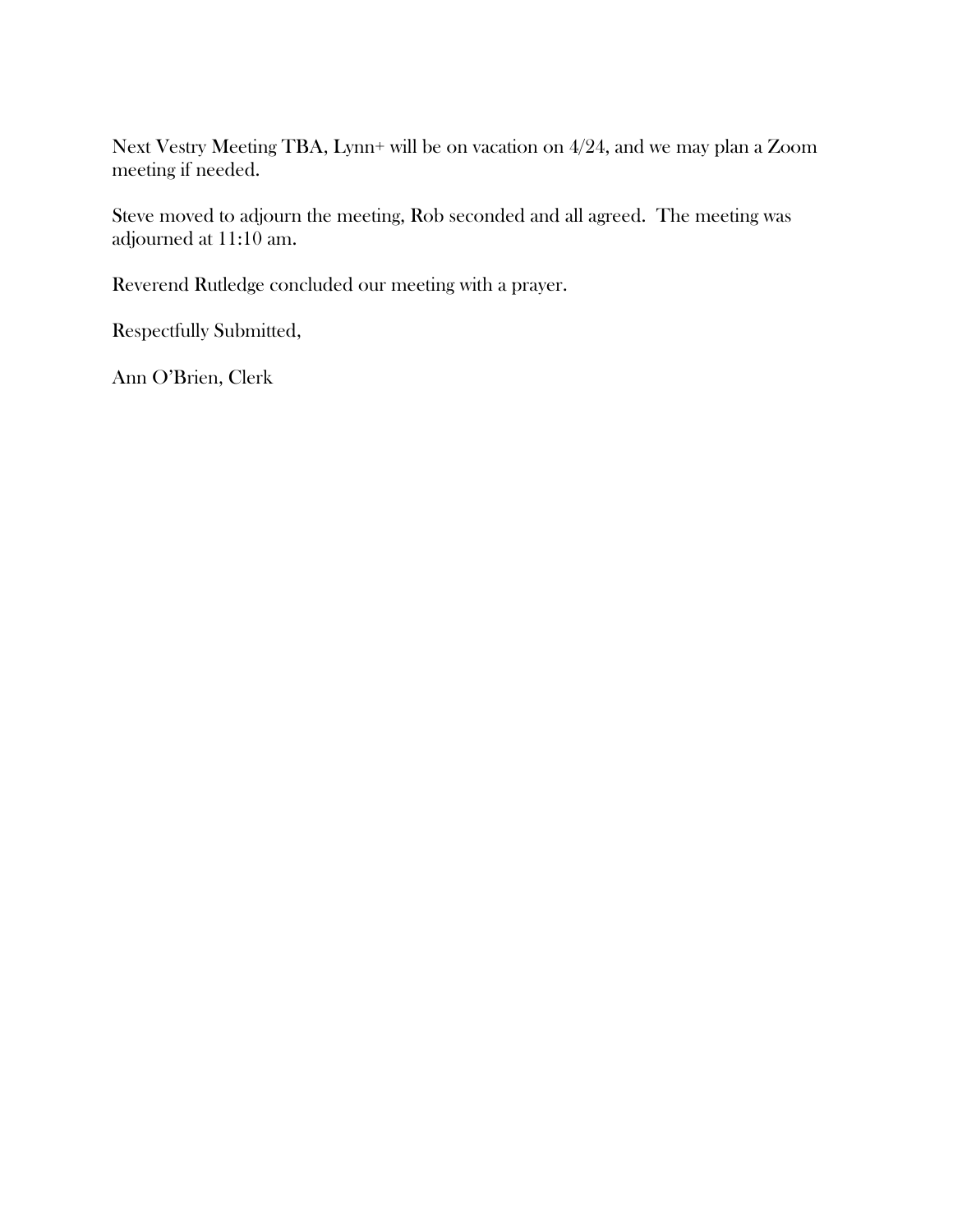Next Vestry Meeting TBA, Lynn+ will be on vacation on 4/24, and we may plan a Zoom meeting if needed.

Steve moved to adjourn the meeting, Rob seconded and all agreed. The meeting was adjourned at 11:10 am.

Reverend Rutledge concluded our meeting with a prayer.

Respectfully Submitted,

Ann O'Brien, Clerk